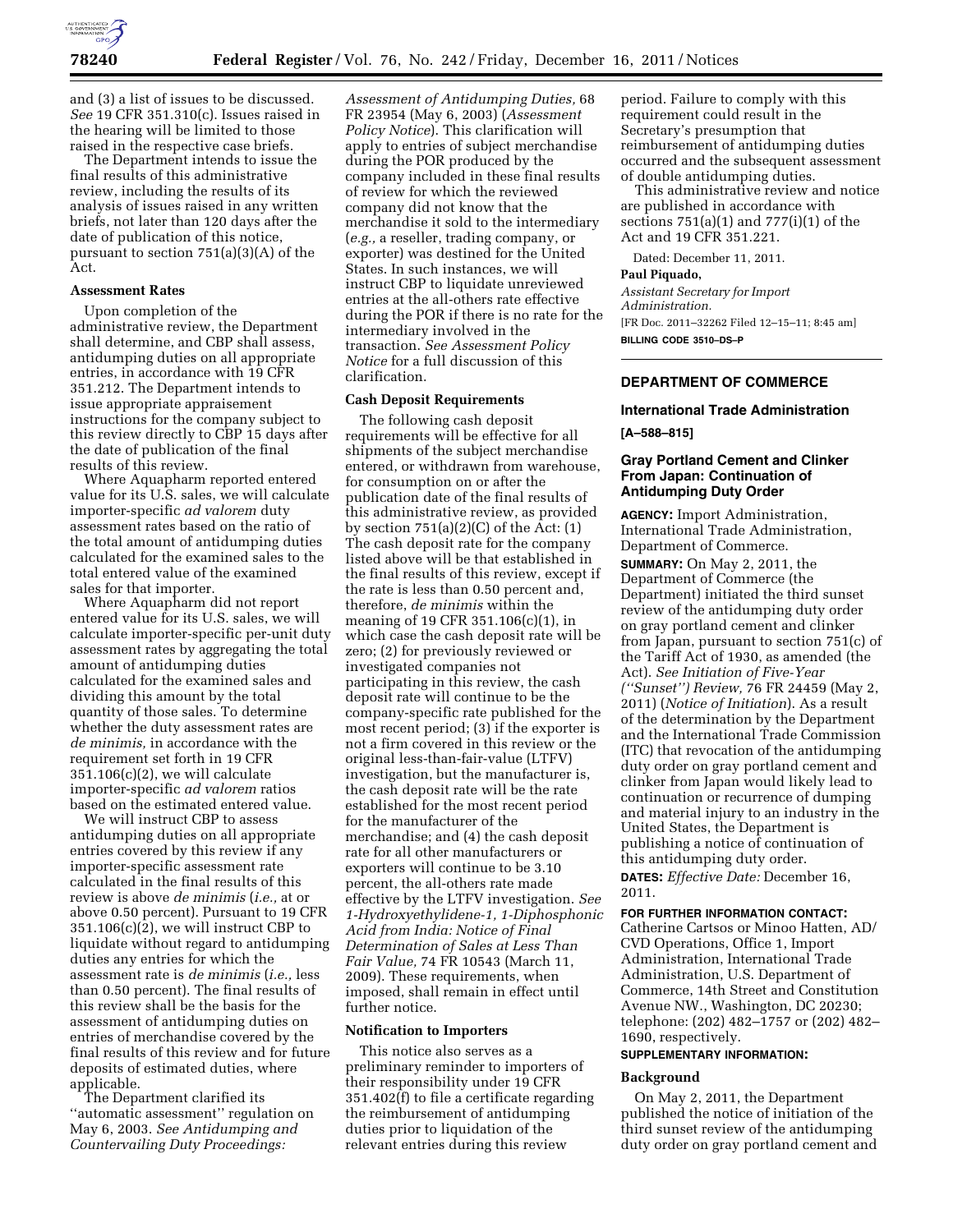and (3) a list of issues to be discussed. *See* 19 CFR 351.310(c). Issues raised in the hearing will be limited to those raised in the respective case briefs.

The Department intends to issue the final results of this administrative review, including the results of its analysis of issues raised in any written briefs, not later than 120 days after the date of publication of this notice, pursuant to section 751(a)(3)(A) of the Act.

**Assessment Rates**

Upon completion of the administrative review, the Department shall determine, and CBP shall assess, antidumping duties on all appropriate entries, in accordance with 19 CFR 351.212. The Department intends to issue appropriate appraisement instructions for the company subject to this review directly to CBP 15 days after the date of publication of the final results of this review.

Where Aquapharm reported entered value for its U.S. sales, we will calculate importer-specific *ad valorem* duty assessment rates based on the ratio of the total amount of antidumping duties calculated for the examined sales to the total entered value of the examined sales for that importer.

Where Aquapharm did not report entered value for its U.S. sales, we will calculate importer-specific per-unit duty assessment rates by aggregating the total amount of antidumping duties calculated for the examined sales and dividing this amount by the total quantity of those sales. To determine whether the duty assessment rates are *de minimis,* in accordance with the requirement set forth in 19 CFR 351.106(c)(2), we will calculate importer-specific *ad valorem* ratios based on the estimated entered value.

We will instruct CBP to assess antidumping duties on all appropriate entries covered by this review if any importer-specific assessment rate calculated in the final results of this review is above *de minimis* (*i.e.,* at or above 0.50 percent). Pursuant to 19 CFR 351.106(c)(2), we will instruct CBP to liquidate without regard to antidumping duties any entries for which the assessment rate is *de minimis* (*i.e.,* less than 0.50 percent). The final results of this review shall be the basis for the assessment of antidumping duties on entries of merchandise covered by the final results of this review and for future deposits of estimated duties, where applicable.

The Department clarified its ''automatic assessment'' regulation on May 6, 2003. *See Antidumping and Countervailing Duty Proceedings: Assessment of Antidumping Duties,* 68 FR 23954 (May 6, 2003) (*Assessment Policy Notice*). This clarification will apply to entries of subject merchandise during the POR produced by the company included in these final results of review for which the reviewed company did not know that the merchandise it sold to the intermediary (*e.g.,* a reseller, trading company, or exporter) was destined for the United States. In such instances, we will instruct CBP to liquidate unreviewed entries at the all-others rate effective during the POR if there is no rate for the intermediary involved in the transaction. *See Assessment Policy Notice* for a full discussion of this clarification.

**Cash Deposit Requirements**

The following cash deposit requirements will be effective for all shipments of the subject merchandise entered, or withdrawn from warehouse, for consumption on or after the publication date of the final results of this administrative review, as provided by section 751(a)(2)(C) of the Act: (1) The cash deposit rate for the company listed above will be that established in the final results of this review, except if the rate is less than 0.50 percent and, therefore, *de minimis* within the meaning of 19 CFR 351.106(c)(1), in which case the cash deposit rate will be zero; (2) for previously reviewed or investigated companies not participating in this review, the cash deposit rate will continue to be the company-specific rate published for the most recent period; (3) if the exporter is not a firm covered in this review or the original less-than-fair-value (LTFV) investigation, but the manufacturer is, the cash deposit rate will be the rate established for the most recent period for the manufacturer of the merchandise; and (4) the cash deposit rate for all other manufacturers or exporters will continue to be 3.10 percent, the all-others rate made effective by the LTFV investigation. *See 1-Hydroxyethylidene-1, 1-Diphosphonic Acid from India: Notice of Final Determination of Sales at Less Than Fair Value,* 74 FR 10543 (March 11, 2009). These requirements, when imposed, shall remain in effect until further notice.

**Notification to Importers**

This notice also serves as a preliminary reminder to importers of their responsibility under 19 CFR 351.402(f) to file a certificate regarding the reimbursement of antidumping duties prior to liquidation of the relevant entries during this review period. Failure to comply with this requirement could result in the Secretary's presumption that reimbursement of antidumping duties occurred and the subsequent assessment of double antidumping duties.

This administrative review and notice are published in accordance with sections 751(a)(1) and 777(i)(1) of the Act and 19 CFR 351.221.

Dated: December 11, 2011.

**Paul Piquado,**

*Assistant Secretary for Import Administration.*

[FR Doc. 2011–32262 Filed 12–15–11; 8:45 am]

**BILLING CODE 3510–DS–P**

---

## DEPARTMENT OF COMMERCE

### International Trade Administration

**[A–588–815]**

### Gray Portland Cement and Clinker From Japan: Continuation of Antidumping Duty Order

**AGENCY:** Import Administration, International Trade Administration, Department of Commerce.

**SUMMARY:** On May 2, 2011, the Department of Commerce (the Department) initiated the third sunset review of the antidumping duty order on gray portland cement and clinker from Japan, pursuant to section 751(c) of the Tariff Act of 1930, as amended (the Act). *See Initiation of Five-Year (''Sunset'') Review,* 76 FR 24459 (May 2, 2011) (*Notice of Initiation*). As a result of the determination by the Department and the International Trade Commission (ITC) that revocation of the antidumping duty order on gray portland cement and clinker from Japan would likely lead to continuation or recurrence of dumping and material injury to an industry in the United States, the Department is publishing a notice of continuation of this antidumping duty order.

**DATES:** *Effective Date:* December 16, 2011.

**FOR FURTHER INFORMATION CONTACT:** Catherine Cartsos or Minoo Hatten, AD/CVD Operations, Office 1, Import Administration, International Trade Administration, U.S. Department of Commerce, 14th Street and Constitution Avenue NW., Washington, DC 20230; telephone: (202) 482–1757 or (202) 482–1690, respectively.

**SUPPLEMENTARY INFORMATION:**

**Background**

On May 2, 2011, the Department published the notice of initiation of the third sunset review of the antidumping duty order on gray portland cement and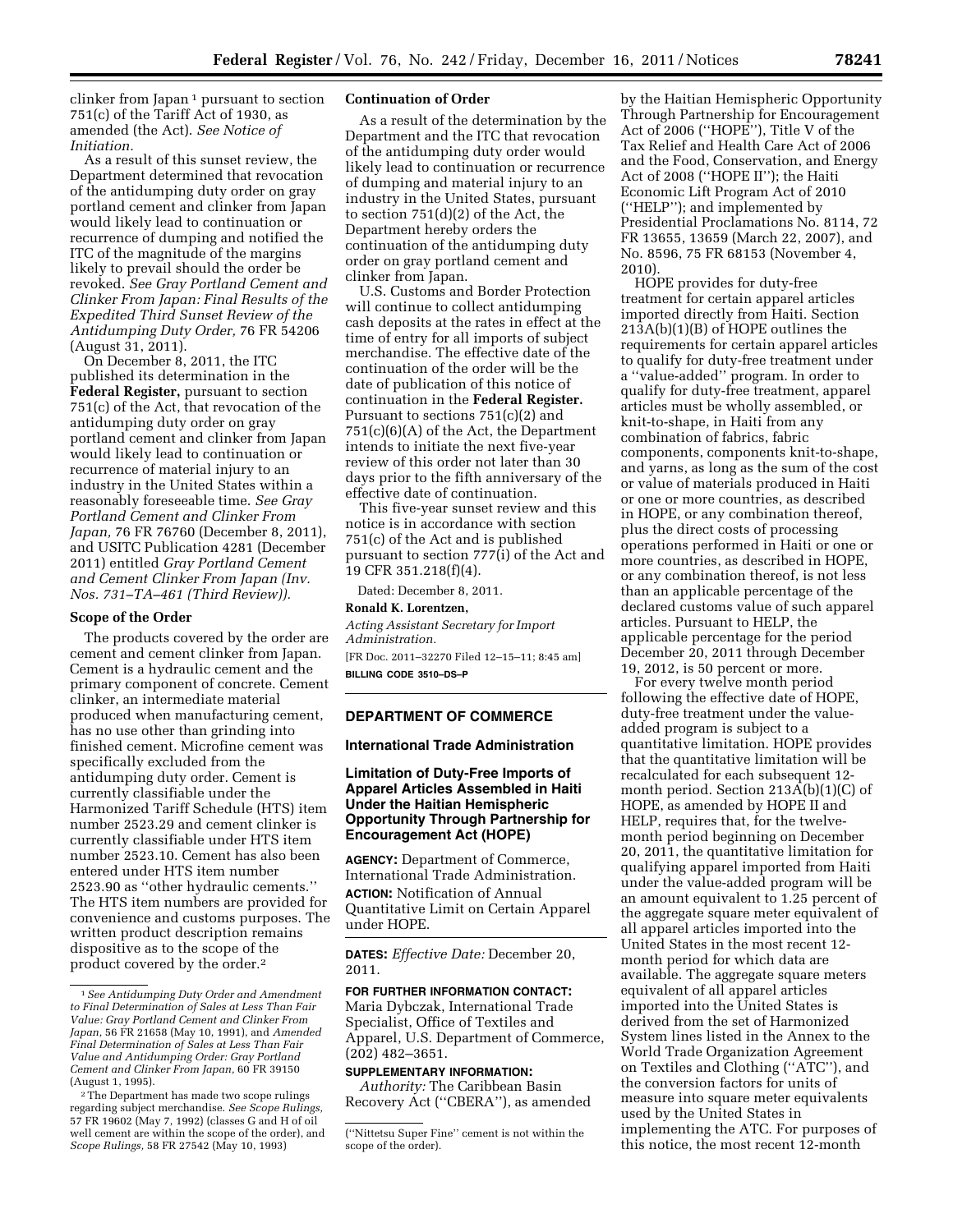clinker from Japan[1] pursuant to section 751(c) of the Tariff Act of 1930, as amended (the Act). *See Notice of Initiation.*

As a result of this sunset review, the Department determined that revocation of the antidumping duty order on gray portland cement and clinker from Japan would likely lead to continuation or recurrence of dumping and notified the ITC of the magnitude of the margins likely to prevail should the order be revoked. *See Gray Portland Cement and Clinker From Japan: Final Results of the Expedited Third Sunset Review of the Antidumping Duty Order,* 76 FR 54206 (August 31, 2011).

On December 8, 2011, the ITC published its determination in the **Federal Register,** pursuant to section 751(c) of the Act, that revocation of the antidumping duty order on gray portland cement and clinker from Japan would likely lead to continuation or recurrence of material injury to an industry in the United States within a reasonably foreseeable time. *See Gray Portland Cement and Clinker From Japan,* 76 FR 76760 (December 8, 2011), and USITC Publication 4281 (December 2011) entitled *Gray Portland Cement and Cement Clinker From Japan (Inv. Nos. 731–TA–461 (Third Review)).*

### Scope of the Order

The products covered by the order are cement and cement clinker from Japan. Cement is a hydraulic cement and the primary component of concrete. Cement clinker, an intermediate material produced when manufacturing cement, has no use other than grinding into finished cement. Microfine cement was specifically excluded from the antidumping duty order. Cement is currently classifiable under the Harmonized Tariff Schedule (HTS) item number 2523.29 and cement clinker is currently classifiable under HTS item number 2523.10. Cement has also been entered under HTS item number 2523.90 as ''other hydraulic cements.'' The HTS item numbers are provided for convenience and customs purposes. The written product description remains dispositive as to the scope of the product covered by the order.[2]

### Continuation of Order

As a result of the determination by the Department and the ITC that revocation of the antidumping duty order would likely lead to continuation or recurrence of dumping and material injury to an industry in the United States, pursuant to section 751(d)(2) of the Act, the Department hereby orders the continuation of the antidumping duty order on gray portland cement and clinker from Japan.

U.S. Customs and Border Protection will continue to collect antidumping cash deposits at the rates in effect at the time of entry for all imports of subject merchandise. The effective date of the continuation of the order will be the date of publication of this notice of continuation in the **Federal Register.** Pursuant to sections 751(c)(2) and 751(c)(6)(A) of the Act, the Department intends to initiate the next five-year review of this order not later than 30 days prior to the fifth anniversary of the effective date of continuation.

This five-year sunset review and this notice is in accordance with section 751(c) of the Act and is published pursuant to section 777(i) of the Act and 19 CFR 351.218(f)(4).

Dated: December 8, 2011.

**Ronald K. Lorentzen,**

*Acting Assistant Secretary for Import Administration.*

[FR Doc. 2011–32270 Filed 12–15–11; 8:45 am]

**BILLING CODE 3510–DS–P**

---

[1] *See Antidumping Duty Order and Amendment to Final Determination of Sales at Less Than Fair Value: Gray Portland Cement and Clinker From Japan,* 56 FR 21658 (May 10, 1991), and *Amended Final Determination of Sales at Less Than Fair Value and Antidumping Order: Gray Portland Cement and Clinker From Japan,* 60 FR 39150 (August 1, 1995).

[2] The Department has made two scope rulings regarding subject merchandise. *See Scope Rulings,* 57 FR 19602 (May 7, 1992) (classes G and H of oil well cement are within the scope of the order), and *Scope Rulings,* 58 FR 27542 (May 10, 1993) (''Nittetsu Super Fine'' cement is not within the scope of the order).

---

## DEPARTMENT OF COMMERCE

### International Trade Administration

### Limitation of Duty-Free Imports of Apparel Articles Assembled in Haiti Under the Haitian Hemispheric Opportunity Through Partnership for Encouragement Act (HOPE)

**AGENCY:** Department of Commerce, International Trade Administration.

**ACTION:** Notification of Annual Quantitative Limit on Certain Apparel under HOPE.

**DATES:** *Effective Date:* December 20, 2011.

**FOR FURTHER INFORMATION CONTACT:** Maria Dybczak, International Trade Specialist, Office of Textiles and Apparel, U.S. Department of Commerce, (202) 482–3651.

**SUPPLEMENTARY INFORMATION:**

*Authority:* The Caribbean Basin Recovery Act (''CBERA''), as amended by the Haitian Hemispheric Opportunity Through Partnership for Encouragement Act of 2006 (''HOPE''), Title V of the Tax Relief and Health Care Act of 2006 and the Food, Conservation, and Energy Act of 2008 (''HOPE II''); the Haiti Economic Lift Program Act of 2010 (''HELP''); and implemented by Presidential Proclamations No. 8114, 72 FR 13655, 13659 (March 22, 2007), and No. 8596, 75 FR 68153 (November 4, 2010).

HOPE provides for duty-free treatment for certain apparel articles imported directly from Haiti. Section 213A(b)(1)(B) of HOPE outlines the requirements for certain apparel articles to qualify for duty-free treatment under a ''value-added'' program. In order to qualify for duty-free treatment, apparel articles must be wholly assembled, or knit-to-shape, in Haiti from any combination of fabrics, fabric components, components knit-to-shape, and yarns, as long as the sum of the cost or value of materials produced in Haiti or one or more countries, as described in HOPE, or any combination thereof, plus the direct costs of processing operations performed in Haiti or one or more countries, as described in HOPE, or any combination thereof, is not less than an applicable percentage of the declared customs value of such apparel articles. Pursuant to HELP, the applicable percentage for the period December 20, 2011 through December 19, 2012, is 50 percent or more.

For every twelve month period following the effective date of HOPE, duty-free treatment under the value-added program is subject to a quantitative limitation. HOPE provides that the quantitative limitation will be recalculated for each subsequent 12-month period. Section 213A(b)(1)(C) of HOPE, as amended by HOPE II and HELP, requires that, for the twelve-month period beginning on December 20, 2011, the quantitative limitation for qualifying apparel imported from Haiti under the value-added program will be an amount equivalent to 1.25 percent of the aggregate square meter equivalent of all apparel articles imported into the United States in the most recent 12-month period for which data are available. The aggregate square meters equivalent of all apparel articles imported into the United States is derived from the set of Harmonized System lines listed in the Annex to the World Trade Organization Agreement on Textiles and Clothing (''ATC''), and the conversion factors for units of measure into square meter equivalents used by the United States in implementing the ATC. For purposes of this notice, the most recent 12-month